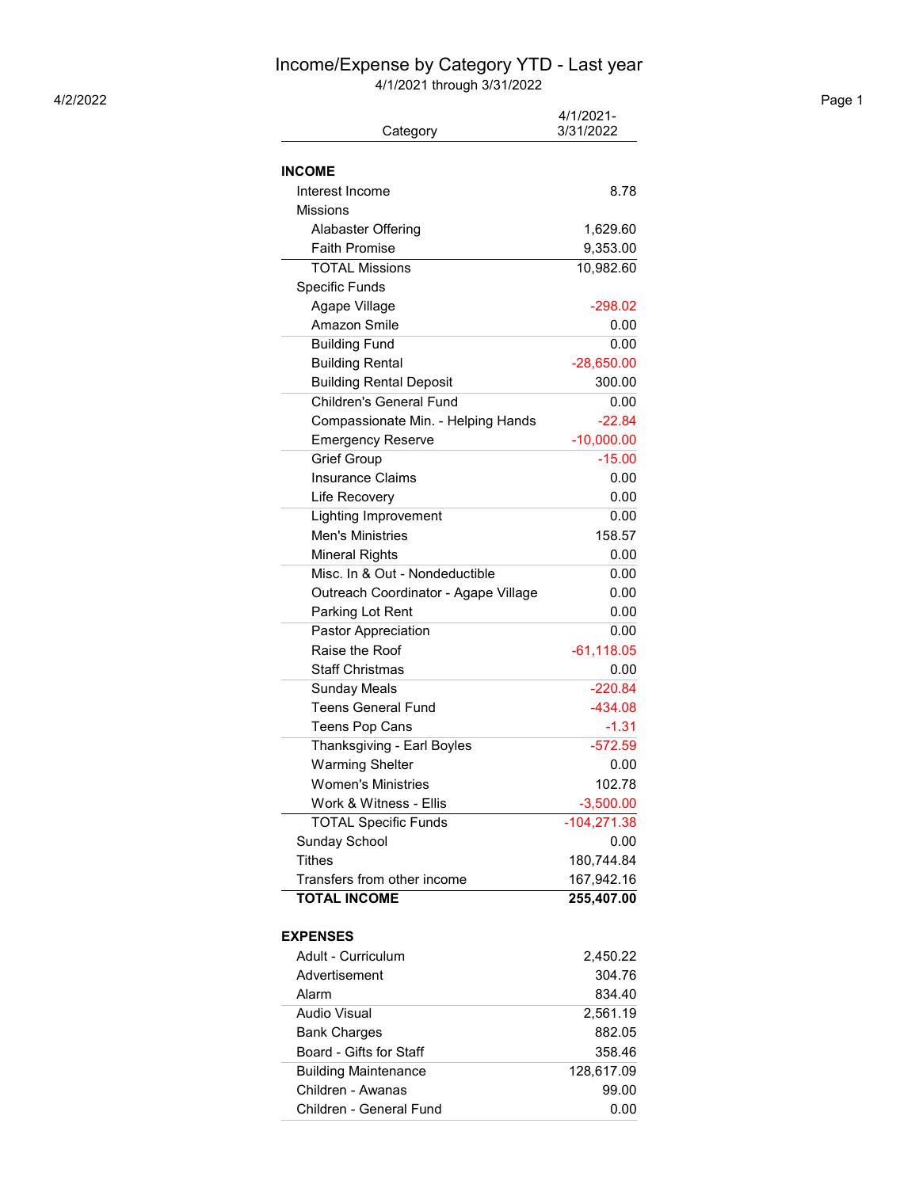# Income/Expense by Category YTD - Last year

4/1/2021 through 3/31/2022

4/2/2022

| Category | 4/1/2021-3/31/2022 |
|---|---|
| **INCOME** | |
| Interest Income | 8.78 |
| Missions | |
| Alabaster Offering | 1,629.60 |
| Faith Promise | 9,353.00 |
| TOTAL Missions | 10,982.60 |
| Specific Funds | |
| Agape Village | -298.02 |
| Amazon Smile | 0.00 |
| Building Fund | 0.00 |
| Building Rental | -28,650.00 |
| Building Rental Deposit | 300.00 |
| Children's General Fund | 0.00 |
| Compassionate Min. - Helping Hands | -22.84 |
| Emergency Reserve | -10,000.00 |
| Grief Group | -15.00 |
| Insurance Claims | 0.00 |
| Life Recovery | 0.00 |
| Lighting Improvement | 0.00 |
| Men's Ministries | 158.57 |
| Mineral Rights | 0.00 |
| Misc. In & Out - Nondeductible | 0.00 |
| Outreach Coordinator - Agape Village | 0.00 |
| Parking Lot Rent | 0.00 |
| Pastor Appreciation | 0.00 |
| Raise the Roof | -61,118.05 |
| Staff Christmas | 0.00 |
| Sunday Meals | -220.84 |
| Teens General Fund | -434.08 |
| Teens Pop Cans | -1.31 |
| Thanksgiving - Earl Boyles | -572.59 |
| Warming Shelter | 0.00 |
| Women's Ministries | 102.78 |
| Work & Witness - Ellis | -3,500.00 |
| TOTAL Specific Funds | -104,271.38 |
| Sunday School | 0.00 |
| Tithes | 180,744.84 |
| Transfers from other income | 167,942.16 |
| **TOTAL INCOME** | **255,407.00** |
| **EXPENSES** | |
| Adult - Curriculum | 2,450.22 |
| Advertisement | 304.76 |
| Alarm | 834.40 |
| Audio Visual | 2,561.19 |
| Bank Charges | 882.05 |
| Board - Gifts for Staff | 358.46 |
| Building Maintenance | 128,617.09 |
| Children - Awanas | 99.00 |
| Children - General Fund | 0.00 |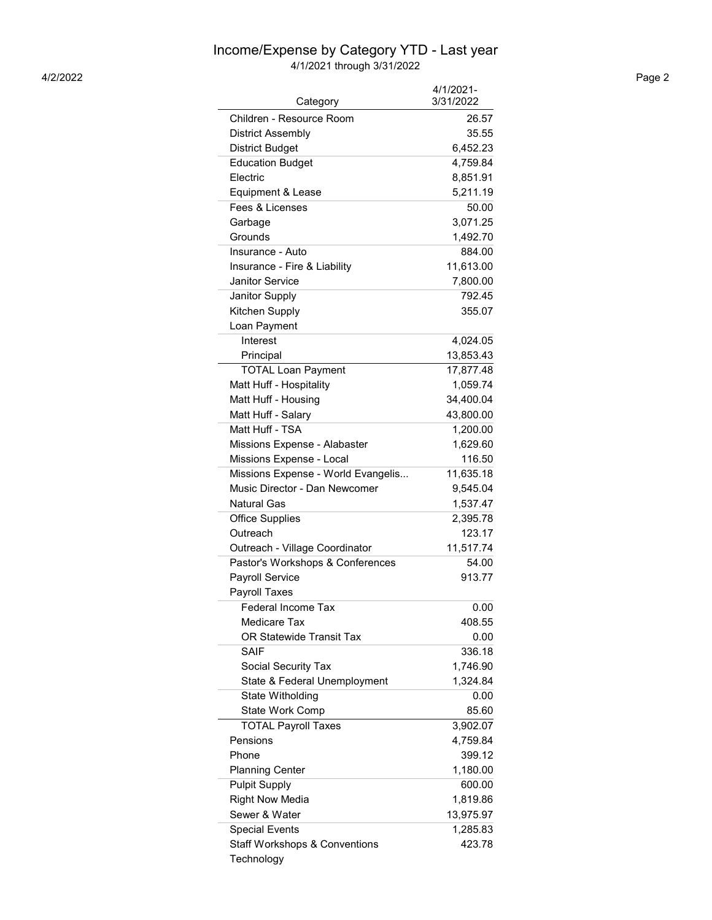# Income/Expense by Category YTD - Last year

4/1/2021 through 3/31/2022

4/2/2022

| Category | 4/1/2021-3/31/2022 |
|---|---|
| Children - Resource Room | 26.57 |
| District Assembly | 35.55 |
| District Budget | 6,452.23 |
| Education Budget | 4,759.84 |
| Electric | 8,851.91 |
| Equipment & Lease | 5,211.19 |
| Fees & Licenses | 50.00 |
| Garbage | 3,071.25 |
| Grounds | 1,492.70 |
| Insurance - Auto | 884.00 |
| Insurance - Fire & Liability | 11,613.00 |
| Janitor Service | 7,800.00 |
| Janitor Supply | 792.45 |
| Kitchen Supply | 355.07 |
| Loan Payment | |
| Interest | 4,024.05 |
| Principal | 13,853.43 |
| TOTAL Loan Payment | 17,877.48 |
| Matt Huff - Hospitality | 1,059.74 |
| Matt Huff - Housing | 34,400.04 |
| Matt Huff - Salary | 43,800.00 |
| Matt Huff - TSA | 1,200.00 |
| Missions Expense - Alabaster | 1,629.60 |
| Missions Expense - Local | 116.50 |
| Missions Expense - World Evangelis... | 11,635.18 |
| Music Director - Dan Newcomer | 9,545.04 |
| Natural Gas | 1,537.47 |
| Office Supplies | 2,395.78 |
| Outreach | 123.17 |
| Outreach - Village Coordinator | 11,517.74 |
| Pastor's Workshops & Conferences | 54.00 |
| Payroll Service | 913.77 |
| Payroll Taxes | |
| Federal Income Tax | 0.00 |
| Medicare Tax | 408.55 |
| OR Statewide Transit Tax | 0.00 |
| SAIF | 336.18 |
| Social Security Tax | 1,746.90 |
| State & Federal Unemployment | 1,324.84 |
| State Witholding | 0.00 |
| State Work Comp | 85.60 |
| TOTAL Payroll Taxes | 3,902.07 |
| Pensions | 4,759.84 |
| Phone | 399.12 |
| Planning Center | 1,180.00 |
| Pulpit Supply | 600.00 |
| Right Now Media | 1,819.86 |
| Sewer & Water | 13,975.97 |
| Special Events | 1,285.83 |
| Staff Workshops & Conventions | 423.78 |
| Technology | |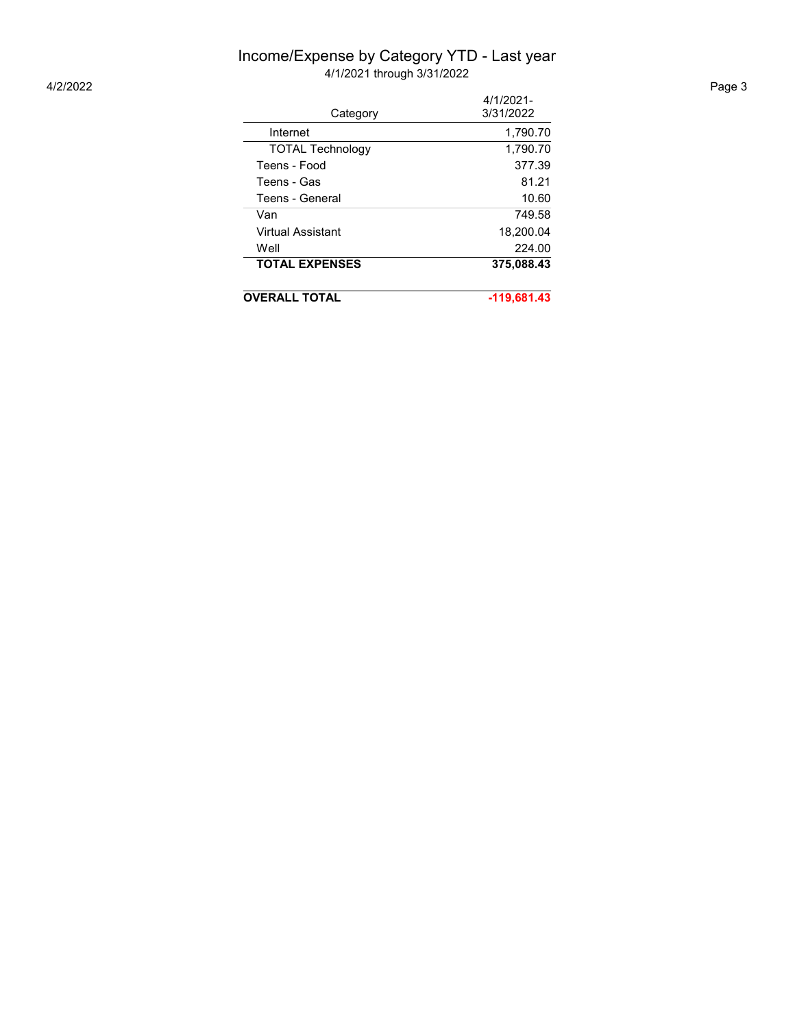# Income/Expense by Category YTD - Last year

4/1/2021 through 3/31/2022

| Category | 4/1/2021-3/31/2022 |
| --- | --- |
| Internet | 1,790.70 |
| TOTAL Technology | 1,790.70 |
| Teens - Food | 377.39 |
| Teens - Gas | 81.21 |
| Teens - General | 10.60 |
| Van | 749.58 |
| Virtual Assistant | 18,200.04 |
| Well | 224.00 |
| **TOTAL EXPENSES** | **375,088.43** |
| **OVERALL TOTAL** | **-119,681.43** |